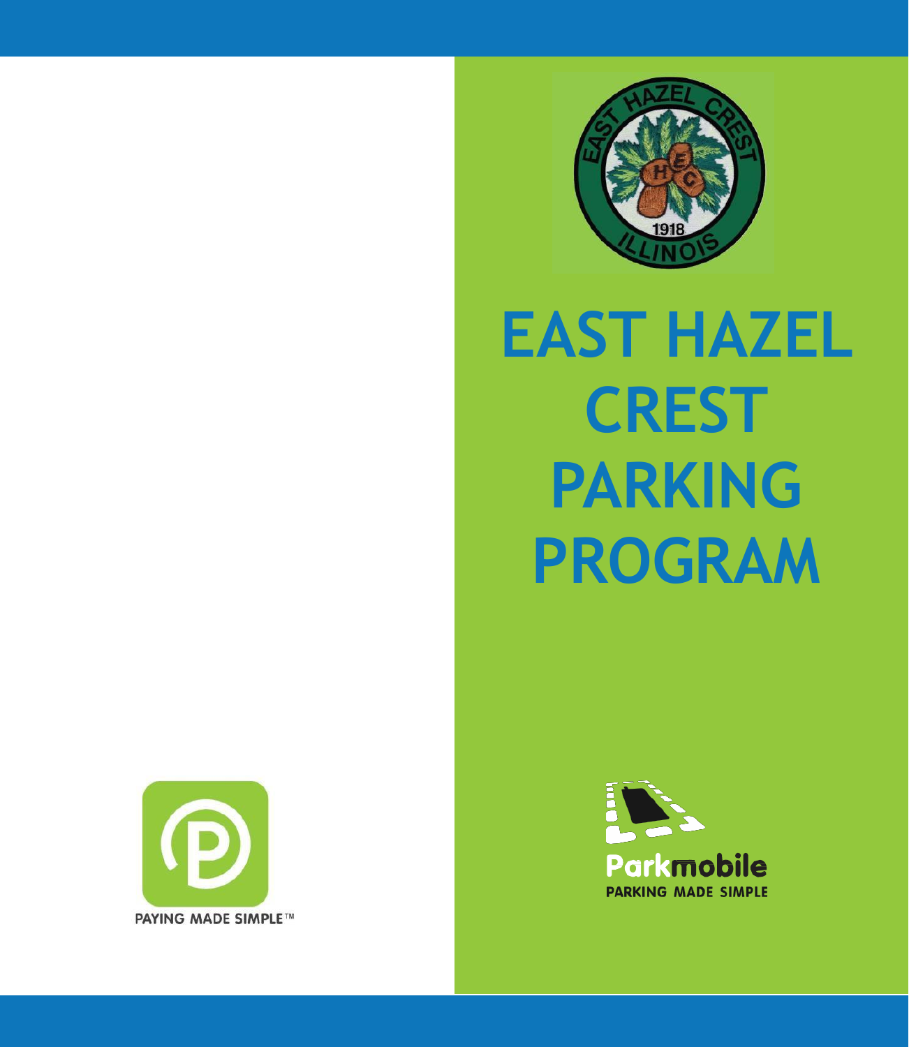PAYING MADE SIMPLE™

# EAST HAZEL CREST PARKING PROGRAM

Parkmobile

PARKING MADE SIMPLE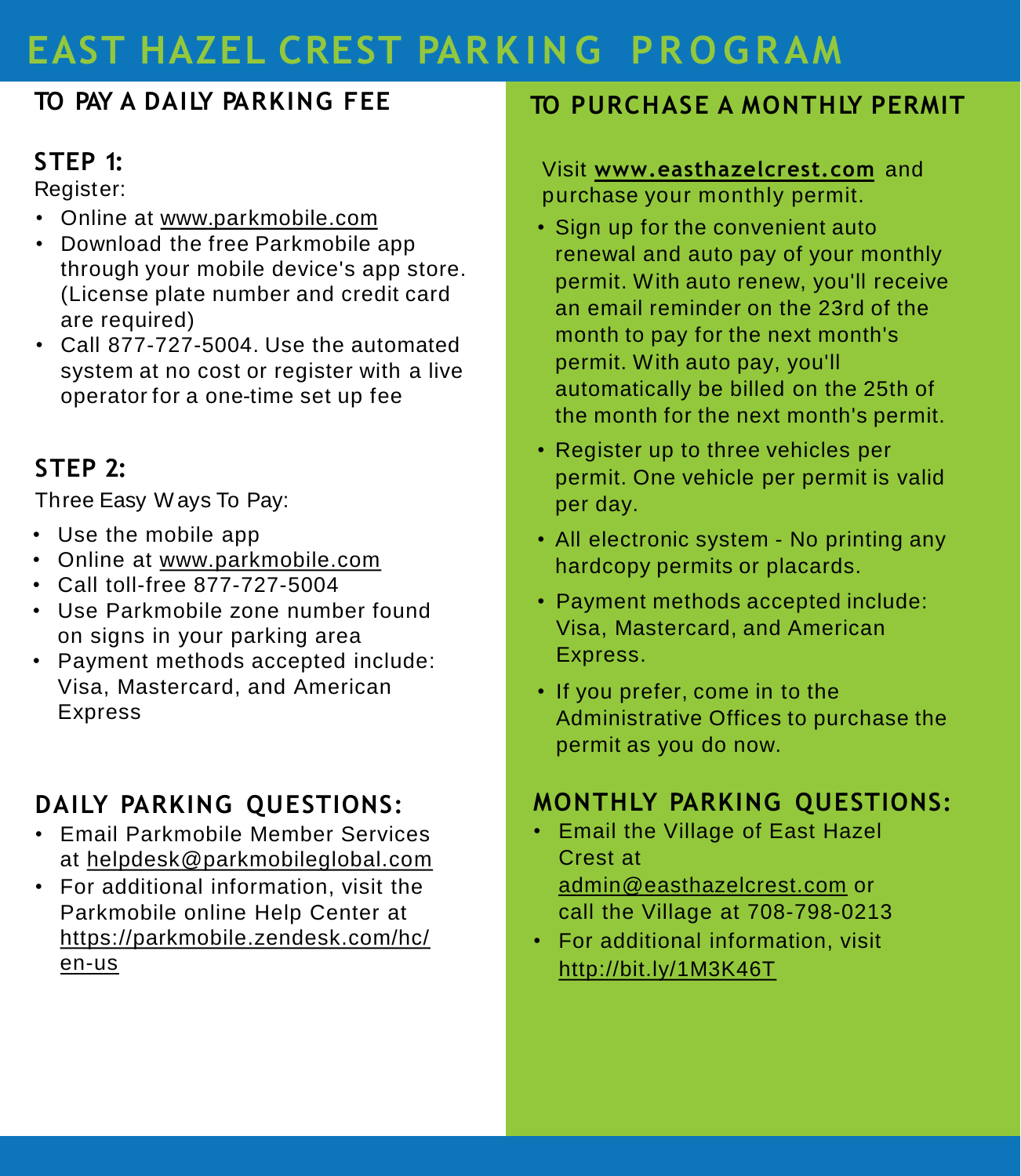# EAST HAZEL CREST PARKING PROGRAM

## TO PAY A DAILY PARKING FEE

### STEP 1:

Register:

- Online at www.parkmobile.com
- Download the free Parkmobile app through your mobile device's app store. (License plate number and credit card are required)
- Call 877-727-5004. Use the automated system at no cost or register with a live operator for a one-time set up fee

### STEP 2:

Three Easy Ways To Pay:

- Use the mobile app
- Online at www.parkmobile.com
- Call toll-free 877-727-5004
- Use Parkmobile zone number found on signs in your parking area
- Payment methods accepted include: Visa, Mastercard, and American Express

### DAILY PARKING QUESTIONS:

- Email Parkmobile Member Services at helpdesk@parkmobileglobal.com
- For additional information, visit the Parkmobile online Help Center at https://parkmobile.zendesk.com/hc/en-us

## TO PURCHASE A MONTHLY PERMIT

Visit **www.easthazelcrest.com** and purchase your monthly permit.

- Sign up for the convenient auto renewal and auto pay of your monthly permit. With auto renew, you'll receive an email reminder on the 23rd of the month to pay for the next month's permit. With auto pay, you'll automatically be billed on the 25th of the month for the next month's permit.
- Register up to three vehicles per permit. One vehicle per permit is valid per day.
- All electronic system - No printing any hardcopy permits or placards.
- Payment methods accepted include: Visa, Mastercard, and American Express.
- If you prefer, come in to the Administrative Offices to purchase the permit as you do now.

### MONTHLY PARKING QUESTIONS:

- Email the Village of East Hazel Crest at admin@easthazelcrest.com or call the Village at 708-798-0213
- For additional information, visit http://bit.ly/1M3K46T